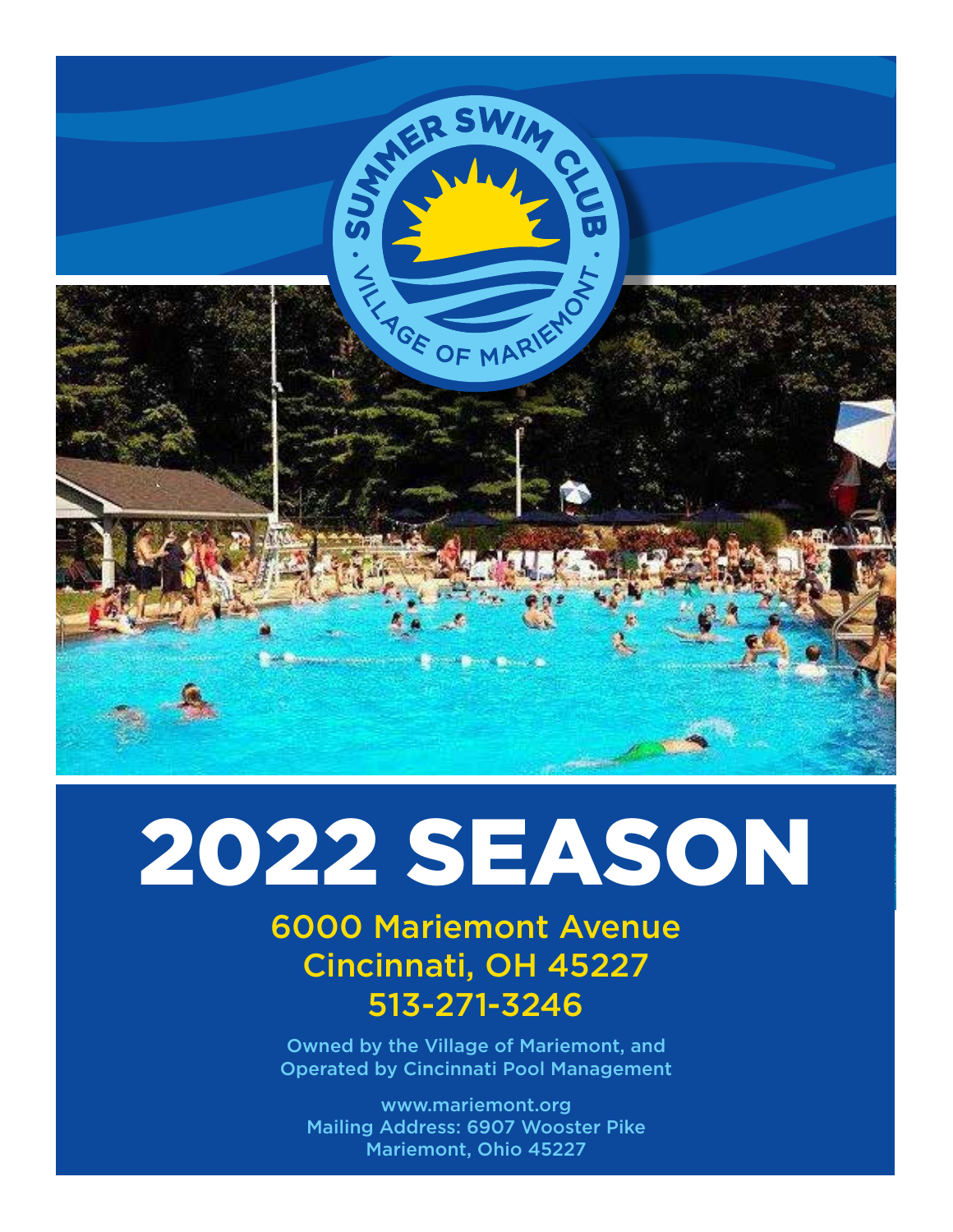# 2022 SEASON

6000 Mariemont Avenue
Cincinnati, OH 45227
513-271-3246

Owned by the Village of Mariemont, and
Operated by Cincinnati Pool Management

www.mariemont.org
Mailing Address: 6907 Wooster Pike
Mariemont, Ohio 45227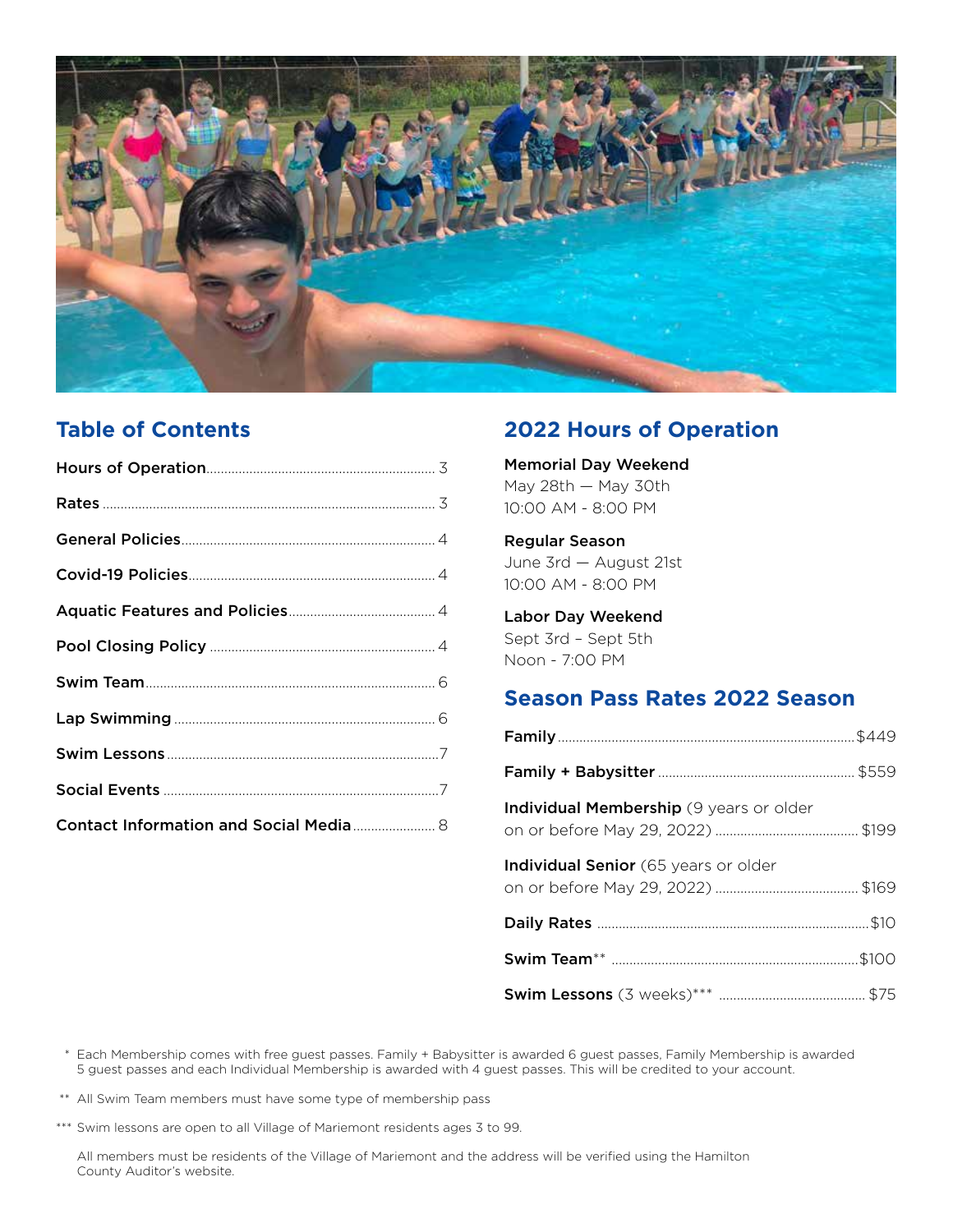## Table of Contents

| Section | Page |
|---|---|
| Hours of Operation | 3 |
| Rates | 3 |
| General Policies | 4 |
| Covid-19 Policies | 4 |
| Aquatic Features and Policies | 4 |
| Pool Closing Policy | 4 |
| Swim Team | 6 |
| Lap Swimming | 6 |
| Swim Lessons | 7 |
| Social Events | 7 |
| Contact Information and Social Media | 8 |

## 2022 Hours of Operation

**Memorial Day Weekend**
May 28th — May 30th
10:00 AM - 8:00 PM

**Regular Season**
June 3rd — August 21st
10:00 AM - 8:00 PM

**Labor Day Weekend**
Sept 3rd – Sept 5th
Noon - 7:00 PM

## Season Pass Rates 2022 Season

| Pass | Rate |
|---|---|
| **Family** | $449 |
| **Family + Babysitter** | $559 |
| **Individual Membership** (9 years or older on or before May 29, 2022) | $199 |
| **Individual Senior** (65 years or older on or before May 29, 2022) | $169 |
| **Daily Rates** | $10 |
| **Swim Team**** | $100 |
| **Swim Lessons** (3 weeks)*** | $75 |

\* Each Membership comes with free guest passes. Family + Babysitter is awarded 6 guest passes, Family Membership is awarded 5 guest passes and each Individual Membership is awarded with 4 guest passes. This will be credited to your account.

** All Swim Team members must have some type of membership pass

*** Swim lessons are open to all Village of Mariemont residents ages 3 to 99.

All members must be residents of the Village of Mariemont and the address will be verified using the Hamilton County Auditor's website.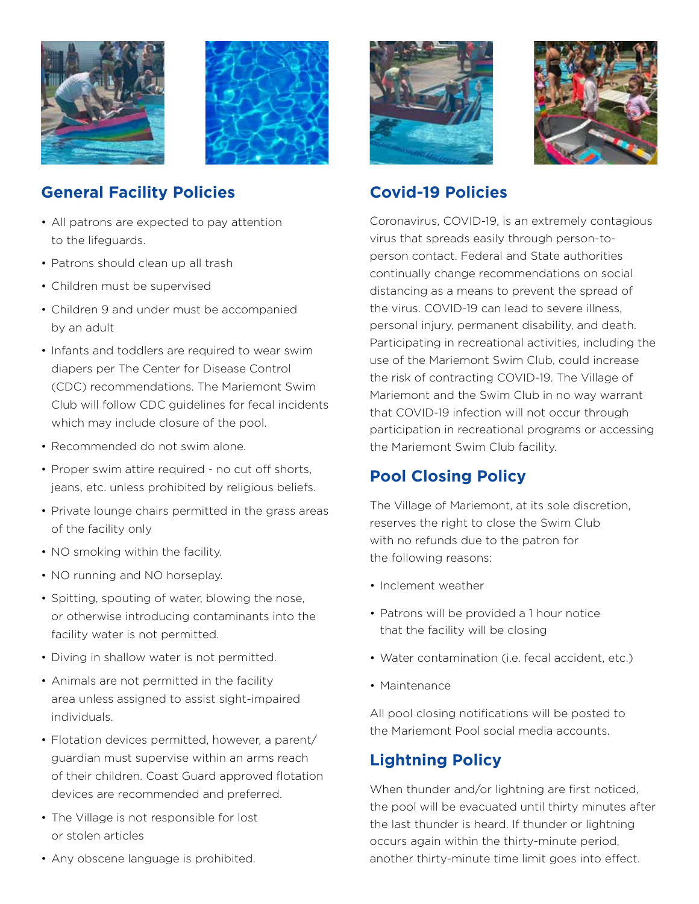## General Facility Policies

- All patrons are expected to pay attention to the lifeguards.
- Patrons should clean up all trash
- Children must be supervised
- Children 9 and under must be accompanied by an adult
- Infants and toddlers are required to wear swim diapers per The Center for Disease Control (CDC) recommendations. The Mariemont Swim Club will follow CDC guidelines for fecal incidents which may include closure of the pool.
- Recommended do not swim alone.
- Proper swim attire required - no cut off shorts, jeans, etc. unless prohibited by religious beliefs.
- Private lounge chairs permitted in the grass areas of the facility only
- NO smoking within the facility.
- NO running and NO horseplay.
- Spitting, spouting of water, blowing the nose, or otherwise introducing contaminants into the facility water is not permitted.
- Diving in shallow water is not permitted.
- Animals are not permitted in the facility area unless assigned to assist sight-impaired individuals.
- Flotation devices permitted, however, a parent/guardian must supervise within an arms reach of their children. Coast Guard approved flotation devices are recommended and preferred.
- The Village is not responsible for lost or stolen articles
- Any obscene language is prohibited.

## Covid-19 Policies

Coronavirus, COVID-19, is an extremely contagious virus that spreads easily through person-to-person contact. Federal and State authorities continually change recommendations on social distancing as a means to prevent the spread of the virus. COVID-19 can lead to severe illness, personal injury, permanent disability, and death. Participating in recreational activities, including the use of the Mariemont Swim Club, could increase the risk of contracting COVID-19. The Village of Mariemont and the Swim Club in no way warrant that COVID-19 infection will not occur through participation in recreational programs or accessing the Mariemont Swim Club facility.

## Pool Closing Policy

The Village of Mariemont, at its sole discretion, reserves the right to close the Swim Club with no refunds due to the patron for the following reasons:

- Inclement weather
- Patrons will be provided a 1 hour notice that the facility will be closing
- Water contamination (i.e. fecal accident, etc.)
- Maintenance

All pool closing notifications will be posted to the Mariemont Pool social media accounts.

## Lightning Policy

When thunder and/or lightning are first noticed, the pool will be evacuated until thirty minutes after the last thunder is heard. If thunder or lightning occurs again within the thirty-minute period, another thirty-minute time limit goes into effect.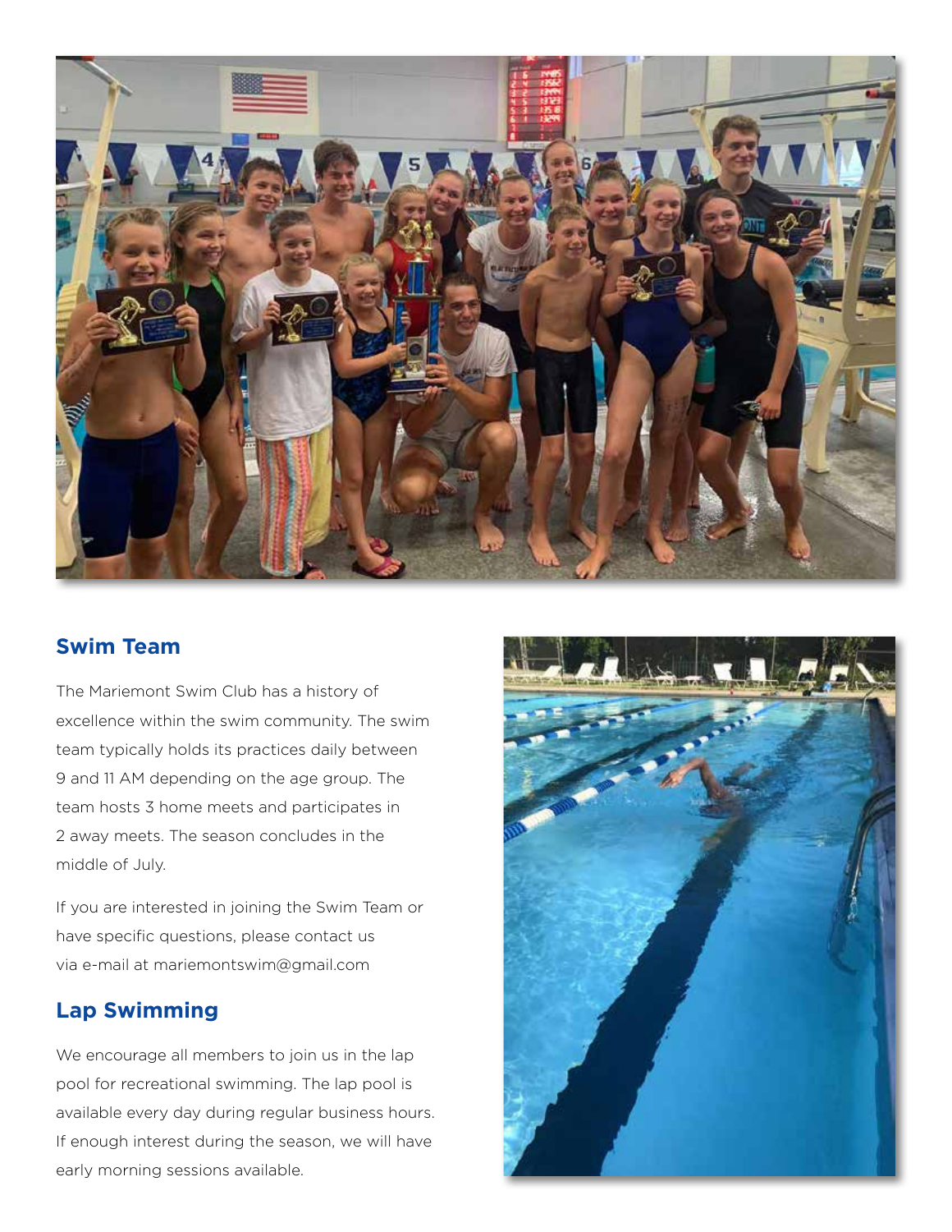## Swim Team

The Mariemont Swim Club has a history of excellence within the swim community. The swim team typically holds its practices daily between 9 and 11 AM depending on the age group. The team hosts 3 home meets and participates in 2 away meets. The season concludes in the middle of July.

If you are interested in joining the Swim Team or have specific questions, please contact us via e-mail at mariemontswim@gmail.com

## Lap Swimming

We encourage all members to join us in the lap pool for recreational swimming. The lap pool is available every day during regular business hours. If enough interest during the season, we will have early morning sessions available.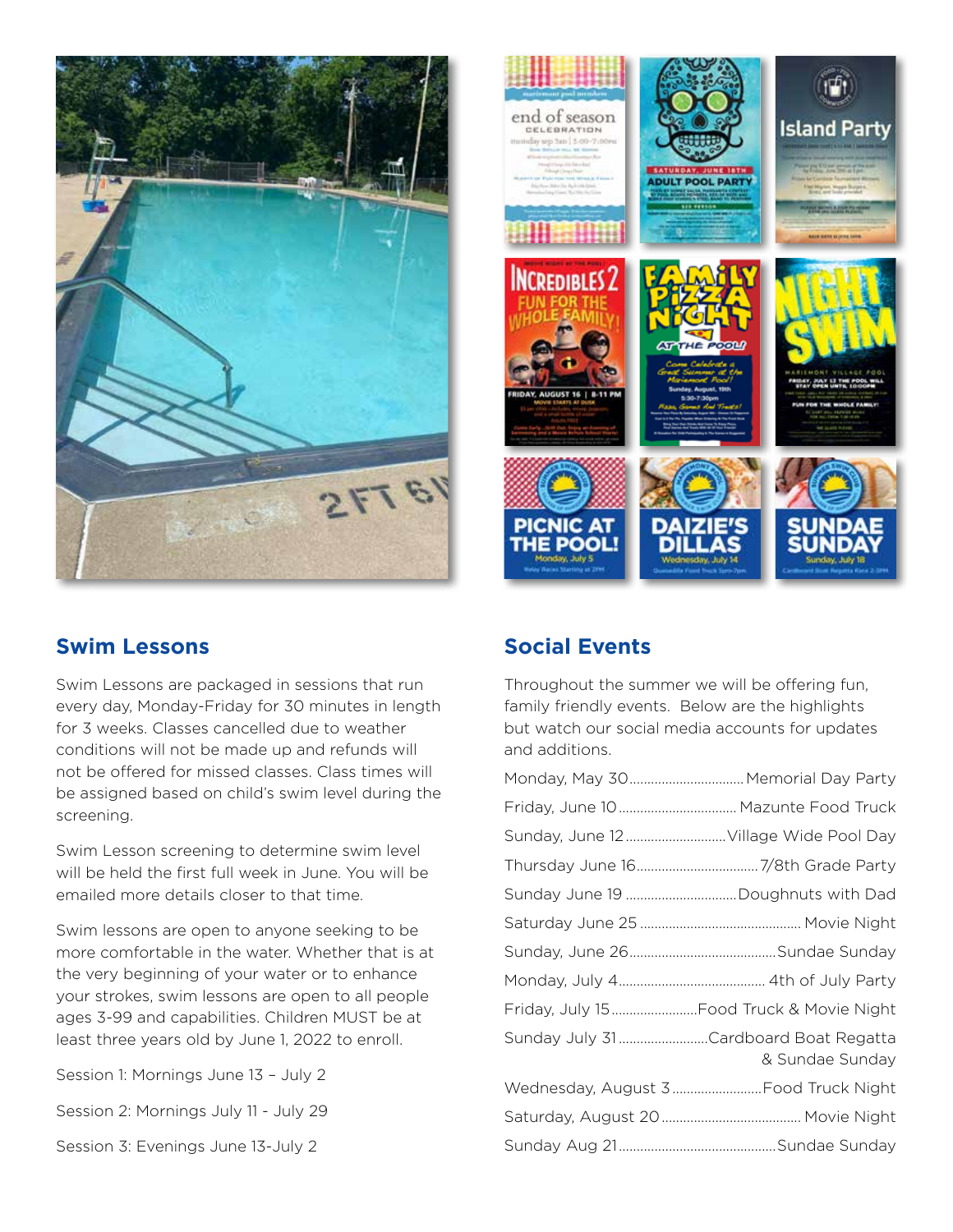## Swim Lessons

Swim Lessons are packaged in sessions that run every day, Monday-Friday for 30 minutes in length for 3 weeks. Classes cancelled due to weather conditions will not be made up and refunds will not be offered for missed classes. Class times will be assigned based on child's swim level during the screening.

Swim Lesson screening to determine swim level will be held the first full week in June. You will be emailed more details closer to that time.

Swim lessons are open to anyone seeking to be more comfortable in the water. Whether that is at the very beginning of your water or to enhance your strokes, swim lessons are open to all people ages 3-99 and capabilities. Children MUST be at least three years old by June 1, 2022 to enroll.

Session 1: Mornings June 13 – July 2

Session 2: Mornings July 11 - July 29

Session 3: Evenings June 13-July 2

## Social Events

Throughout the summer we will be offering fun, family friendly events. Below are the highlights but watch our social media accounts for updates and additions.

Monday, May 30 ........ Memorial Day Party

Friday, June 10 ........ Mazunte Food Truck

Sunday, June 12 ........ Village Wide Pool Day

Thursday June 16 ........ 7/8th Grade Party

Sunday June 19 ........ Doughnuts with Dad

Saturday June 25 ........ Movie Night

Sunday, June 26 ........ Sundae Sunday

Monday, July 4 ........ 4th of July Party

Friday, July 15 ........ Food Truck & Movie Night

Sunday July 31 ........ Cardboard Boat Regatta & Sundae Sunday

Wednesday, August 3 ........ Food Truck Night

Saturday, August 20 ........ Movie Night

Sunday Aug 21 ........ Sundae Sunday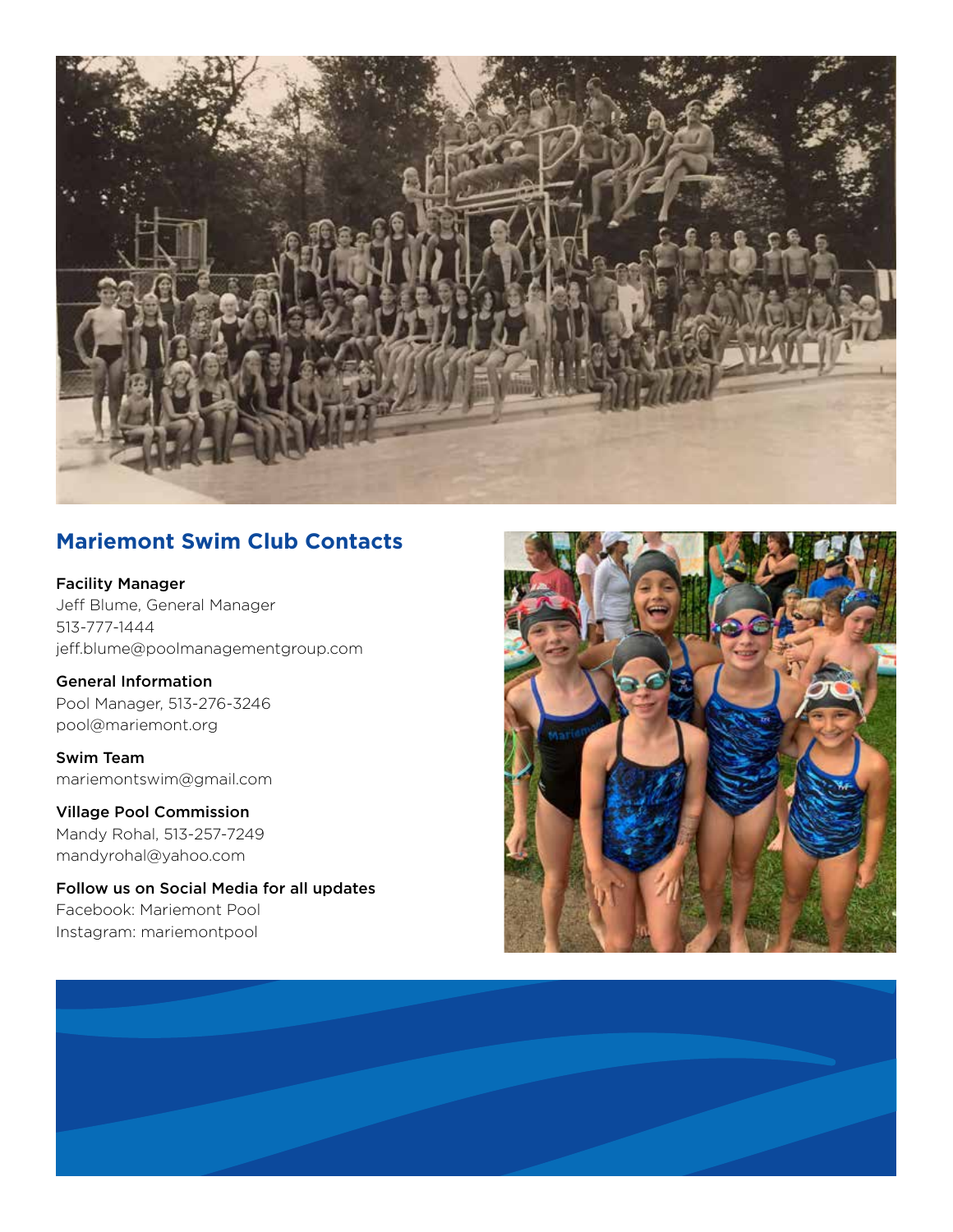## Mariemont Swim Club Contacts

**Facility Manager**
Jeff Blume, General Manager
513-777-1444
jeff.blume@poolmanagementgroup.com

**General Information**
Pool Manager, 513-276-3246
pool@mariemont.org

**Swim Team**
mariemontswim@gmail.com

**Village Pool Commission**
Mandy Rohal, 513-257-7249
mandyrohal@yahoo.com

**Follow us on Social Media for all updates**
Facebook: Mariemont Pool
Instagram: mariemontpool